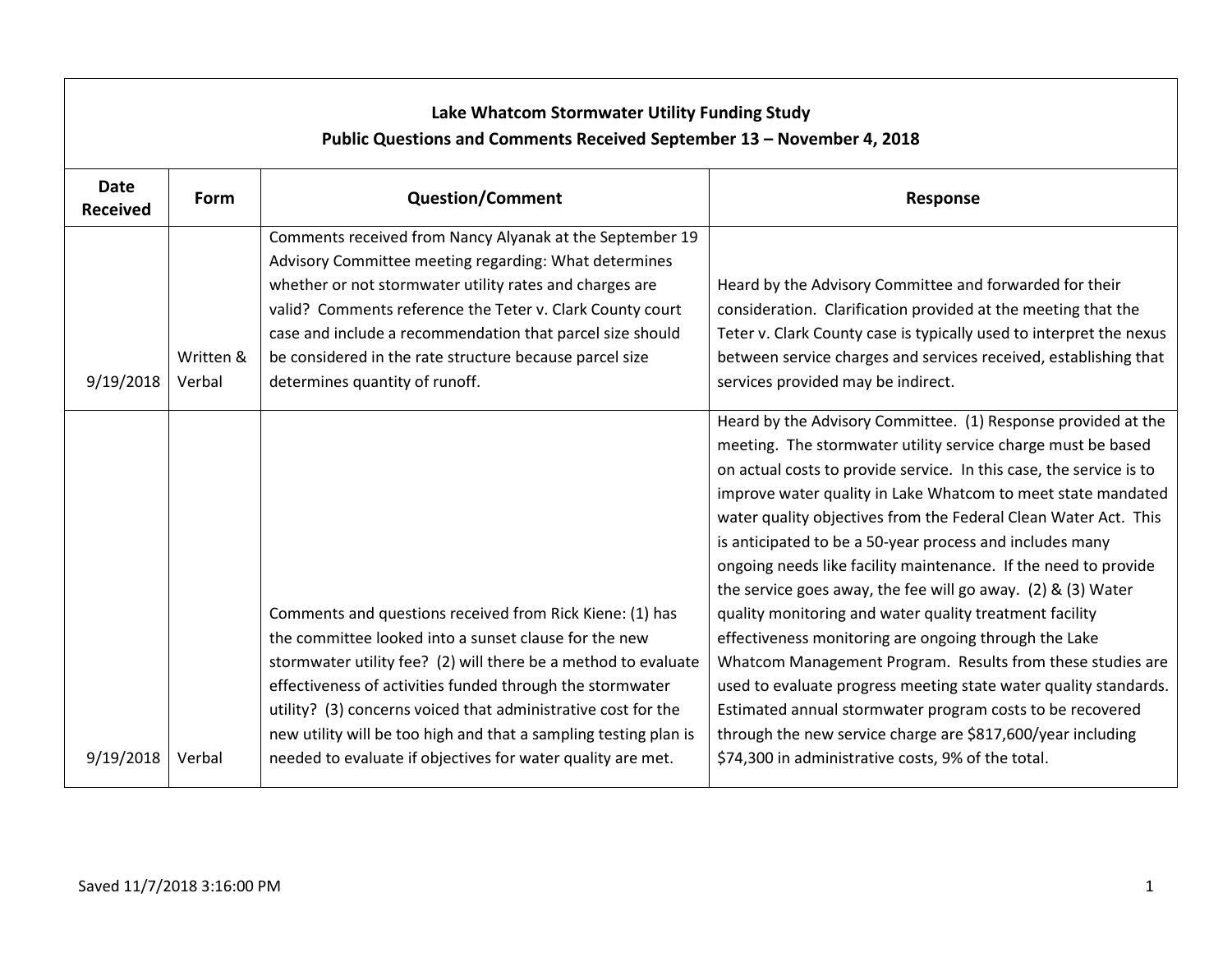**Lake Whatcom Stormwater Utility Funding Study**
**Public Questions and Comments Received September 13 – November 4, 2018**

| Date Received | Form | Question/Comment | Response |
|---|---|---|---|
| 9/19/2018 | Written & Verbal | Comments received from Nancy Alyanak at the September 19 Advisory Committee meeting regarding: What determines whether or not stormwater utility rates and charges are valid? Comments reference the Teter v. Clark County court case and include a recommendation that parcel size should be considered in the rate structure because parcel size determines quantity of runoff. | Heard by the Advisory Committee and forwarded for their consideration. Clarification provided at the meeting that the Teter v. Clark County case is typically used to interpret the nexus between service charges and services received, establishing that services provided may be indirect. |
| 9/19/2018 | Verbal | Comments and questions received from Rick Kiene: (1) has the committee looked into a sunset clause for the new stormwater utility fee? (2) will there be a method to evaluate effectiveness of activities funded through the stormwater utility? (3) concerns voiced that administrative cost for the new utility will be too high and that a sampling testing plan is needed to evaluate if objectives for water quality are met. | Heard by the Advisory Committee. (1) Response provided at the meeting. The stormwater utility service charge must be based on actual costs to provide service. In this case, the service is to improve water quality in Lake Whatcom to meet state mandated water quality objectives from the Federal Clean Water Act. This is anticipated to be a 50-year process and includes many ongoing needs like facility maintenance. If the need to provide the service goes away, the fee will go away. (2) & (3) Water quality monitoring and water quality treatment facility effectiveness monitoring are ongoing through the Lake Whatcom Management Program. Results from these studies are used to evaluate progress meeting state water quality standards. Estimated annual stormwater program costs to be recovered through the new service charge are $817,600/year including $74,300 in administrative costs, 9% of the total. |

Saved 11/7/2018 3:16:00 PM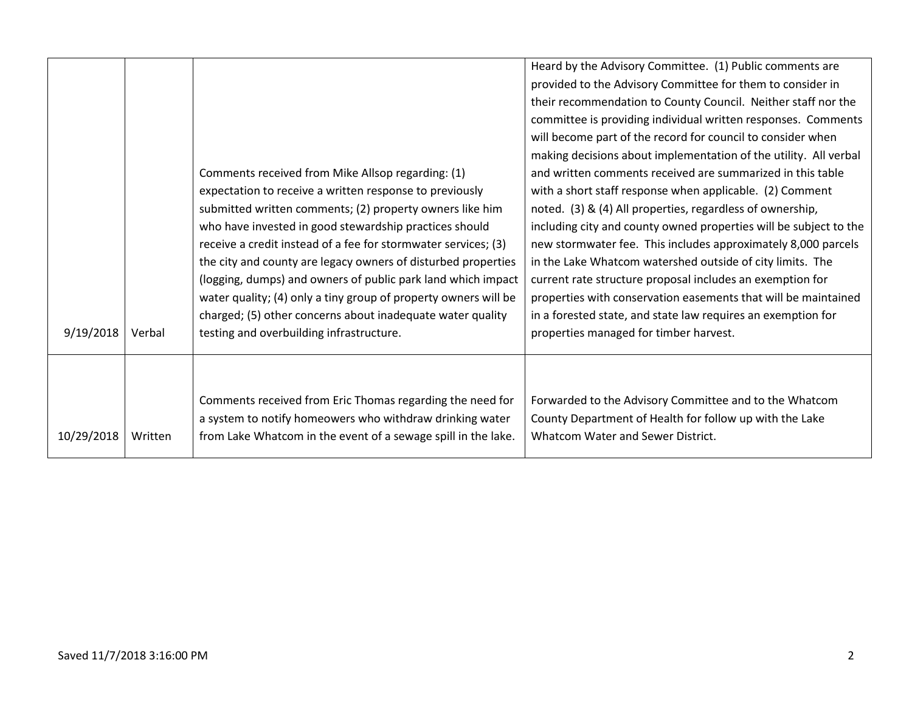| | | | |
|---|---|---|---|
| 9/19/2018 | Verbal | Comments received from Mike Allsop regarding: (1) expectation to receive a written response to previously submitted written comments; (2) property owners like him who have invested in good stewardship practices should receive a credit instead of a fee for stormwater services; (3) the city and county are legacy owners of disturbed properties (logging, dumps) and owners of public park land which impact water quality; (4) only a tiny group of property owners will be charged; (5) other concerns about inadequate water quality testing and overbuilding infrastructure. | Heard by the Advisory Committee. (1) Public comments are provided to the Advisory Committee for them to consider in their recommendation to County Council. Neither staff nor the committee is providing individual written responses. Comments will become part of the record for council to consider when making decisions about implementation of the utility. All verbal and written comments received are summarized in this table with a short staff response when applicable. (2) Comment noted. (3) & (4) All properties, regardless of ownership, including city and county owned properties will be subject to the new stormwater fee. This includes approximately 8,000 parcels in the Lake Whatcom watershed outside of city limits. The current rate structure proposal includes an exemption for properties with conservation easements that will be maintained in a forested state, and state law requires an exemption for properties managed for timber harvest. |
| 10/29/2018 | Written | Comments received from Eric Thomas regarding the need for a system to notify homeowers who withdraw drinking water from Lake Whatcom in the event of a sewage spill in the lake. | Forwarded to the Advisory Committee and to the Whatcom County Department of Health for follow up with the Lake Whatcom Water and Sewer District. |

Saved 11/7/2018 3:16:00 PM